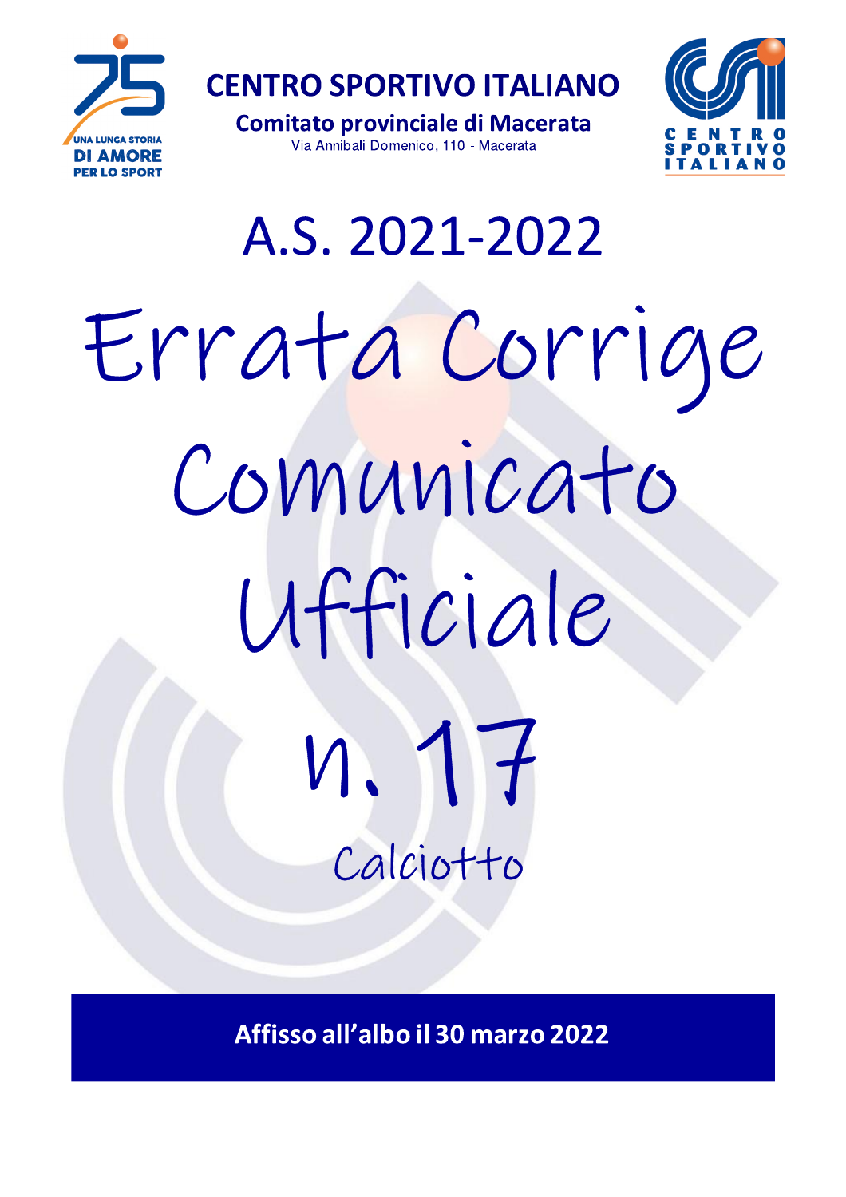# CENTRO SPORTIVO ITALIANO

## Comitato provinciale di Macerata

Via Annibali Domenico, 110 - Macerata

UNA LUNGA STORIA DI AMORE PER LO SPORT

CENTRO SPORTIVO ITALIANO

# A.S. 2021-2022

# Errata Corrige Comunicato Ufficiale n. 17

## Calciotto

**Affisso all'albo il 30 marzo 2022**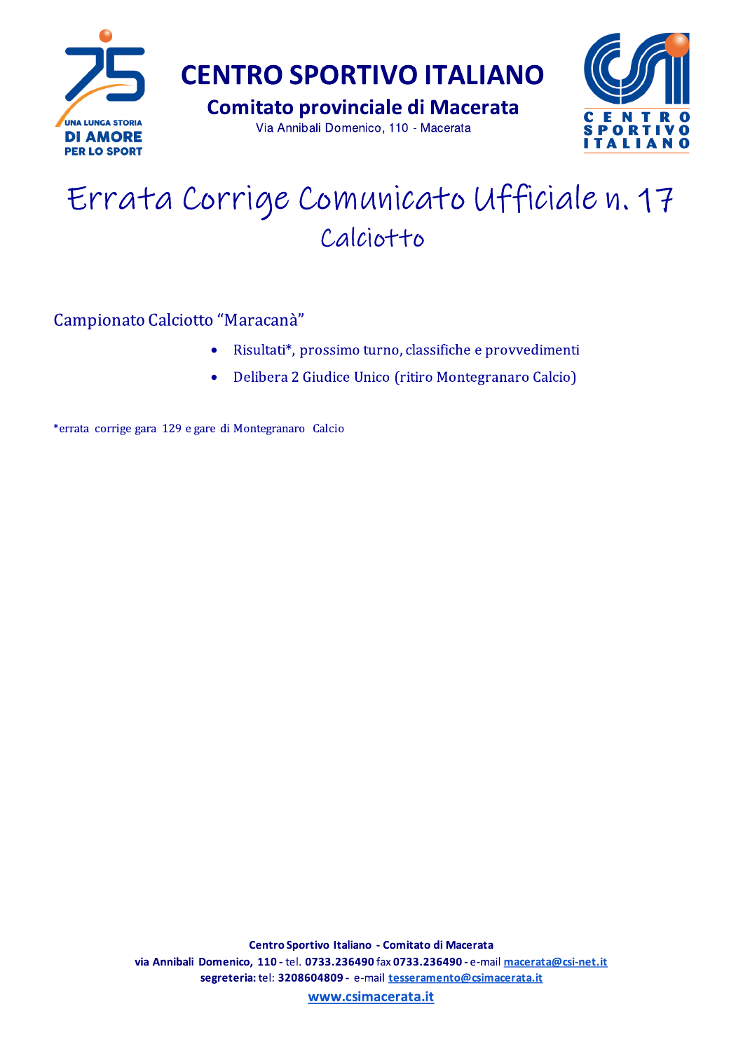# CENTRO SPORTIVO ITALIANO

## Comitato provinciale di Macerata

Via Annibali Domenico, 110 - Macerata

# Errata Corrige Comunicato Ufficiale n. 17

## Calciotto

Campionato Calciotto "Maracanà"

- Risultati*, prossimo turno, classifiche e provvedimenti
- Delibera 2 Giudice Unico (ritiro Montegranaro Calcio)

*errata corrige gara 129 e gare di Montegranaro Calcio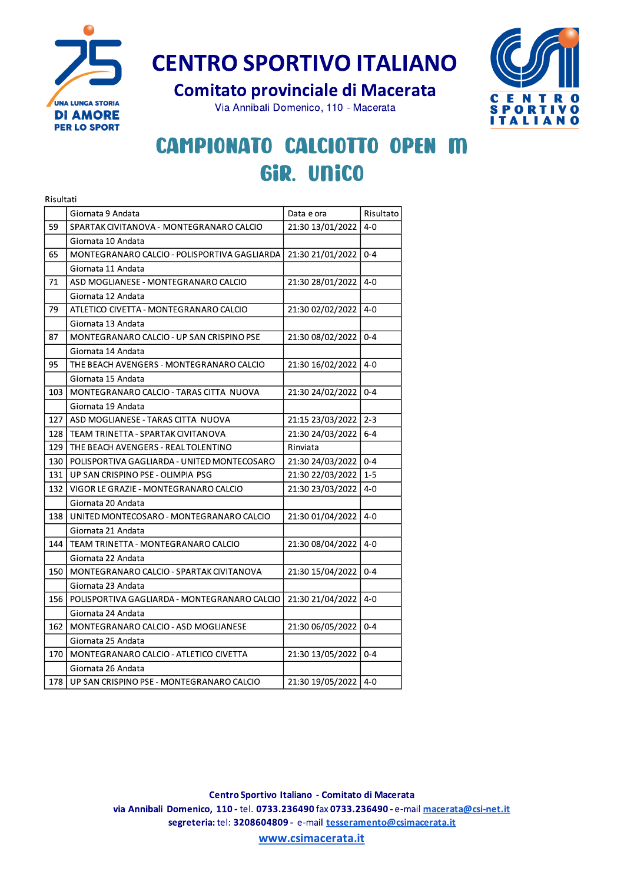# CENTRO SPORTIVO ITALIANO

## Comitato provinciale di Macerata

Via Annibali Domenico, 110 - Macerata

# CAMPIONATO CALCIOTTO OPEN M
## GIR. UNICO

Risultati

| | Giornata 9 Andata | Data e ora | Risultato |
|---|---|---|---|
| 59 | SPARTAK CIVITANOVA - MONTEGRANARO CALCIO | 21:30 13/01/2022 | 4-0 |
| | Giornata 10 Andata | | |
| 65 | MONTEGRANARO CALCIO - POLISPORTIVA GAGLIARDA | 21:30 21/01/2022 | 0-4 |
| | Giornata 11 Andata | | |
| 71 | ASD MOGLIANESE - MONTEGRANARO CALCIO | 21:30 28/01/2022 | 4-0 |
| | Giornata 12 Andata | | |
| 79 | ATLETICO CIVETTA - MONTEGRANARO CALCIO | 21:30 02/02/2022 | 4-0 |
| | Giornata 13 Andata | | |
| 87 | MONTEGRANARO CALCIO - UP SAN CRISPINO PSE | 21:30 08/02/2022 | 0-4 |
| | Giornata 14 Andata | | |
| 95 | THE BEACH AVENGERS - MONTEGRANARO CALCIO | 21:30 16/02/2022 | 4-0 |
| | Giornata 15 Andata | | |
| 103 | MONTEGRANARO CALCIO - TARAS CITTA NUOVA | 21:30 24/02/2022 | 0-4 |
| | Giornata 19 Andata | | |
| 127 | ASD MOGLIANESE - TARAS CITTA NUOVA | 21:15 23/03/2022 | 2-3 |
| 128 | TEAM TRINETTA - SPARTAK CIVITANOVA | 21:30 24/03/2022 | 6-4 |
| 129 | THE BEACH AVENGERS - REAL TOLENTINO | Rinviata | |
| 130 | POLISPORTIVA GAGLIARDA - UNITED MONTECOSARO | 21:30 24/03/2022 | 0-4 |
| 131 | UP SAN CRISPINO PSE - OLIMPIA PSG | 21:30 22/03/2022 | 1-5 |
| 132 | VIGOR LE GRAZIE - MONTEGRANARO CALCIO | 21:30 23/03/2022 | 4-0 |
| | Giornata 20 Andata | | |
| 138 | UNITED MONTECOSARO - MONTEGRANARO CALCIO | 21:30 01/04/2022 | 4-0 |
| | Giornata 21 Andata | | |
| 144 | TEAM TRINETTA - MONTEGRANARO CALCIO | 21:30 08/04/2022 | 4-0 |
| | Giornata 22 Andata | | |
| 150 | MONTEGRANARO CALCIO - SPARTAK CIVITANOVA | 21:30 15/04/2022 | 0-4 |
| | Giornata 23 Andata | | |
| 156 | POLISPORTIVA GAGLIARDA - MONTEGRANARO CALCIO | 21:30 21/04/2022 | 4-0 |
| | Giornata 24 Andata | | |
| 162 | MONTEGRANARO CALCIO - ASD MOGLIANESE | 21:30 06/05/2022 | 0-4 |
| | Giornata 25 Andata | | |
| 170 | MONTEGRANARO CALCIO - ATLETICO CIVETTA | 21:30 13/05/2022 | 0-4 |
| | Giornata 26 Andata | | |
| 178 | UP SAN CRISPINO PSE - MONTEGRANARO CALCIO | 21:30 19/05/2022 | 4-0 |

**Centro Sportivo Italiano - Comitato di Macerata**
**via Annibali Domenico, 110 -** tel. **0733.236490** fax **0733.236490** - e-mail macerata@csi-net.it
**segreteria:** tel: **3208604809 -** e-mail tesseramento@csimacerata.it
www.csimacerata.it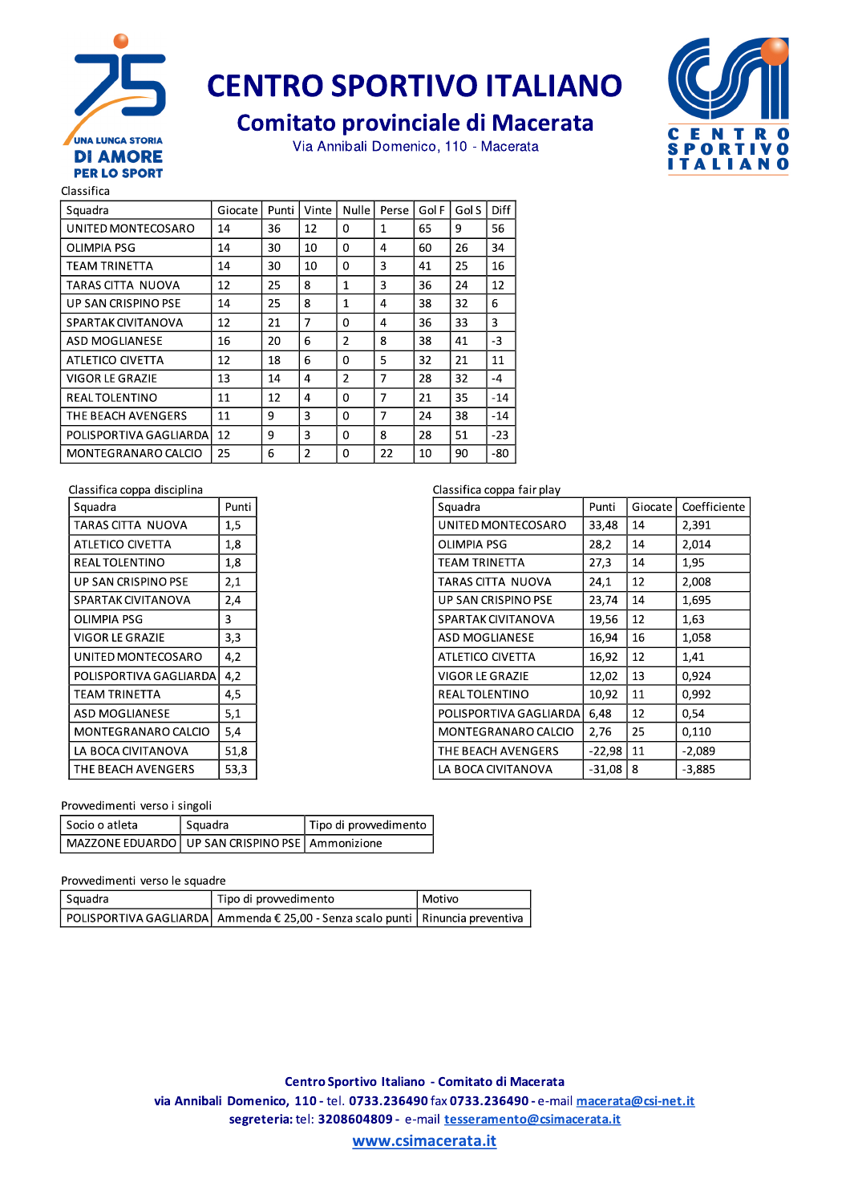# CENTRO SPORTIVO ITALIANO

## Comitato provinciale di Macerata

Via Annibali Domenico, 110 - Macerata

Classifica

| Squadra | Giocate | Punti | Vinte | Nulle | Perse | Gol F | Gol S | Diff |
|---|---|---|---|---|---|---|---|---|
| UNITED MONTECOSARO | 14 | 36 | 12 | 0 | 1 | 65 | 9 | 56 |
| OLIMPIA PSG | 14 | 30 | 10 | 0 | 4 | 60 | 26 | 34 |
| TEAM TRINETTA | 14 | 30 | 10 | 0 | 3 | 41 | 25 | 16 |
| TARAS CITTA NUOVA | 12 | 25 | 8 | 1 | 3 | 36 | 24 | 12 |
| UP SAN CRISPINO PSE | 14 | 25 | 8 | 1 | 4 | 38 | 32 | 6 |
| SPARTAK CIVITANOVA | 12 | 21 | 7 | 0 | 4 | 36 | 33 | 3 |
| ASD MOGLIANESE | 16 | 20 | 6 | 2 | 8 | 38 | 41 | -3 |
| ATLETICO CIVETTA | 12 | 18 | 6 | 0 | 5 | 32 | 21 | 11 |
| VIGOR LE GRAZIE | 13 | 14 | 4 | 2 | 7 | 28 | 32 | -4 |
| REAL TOLENTINO | 11 | 12 | 4 | 0 | 7 | 21 | 35 | -14 |
| THE BEACH AVENGERS | 11 | 9 | 3 | 0 | 7 | 24 | 38 | -14 |
| POLISPORTIVA GAGLIARDA | 12 | 9 | 3 | 0 | 8 | 28 | 51 | -23 |
| MONTEGRANARO CALCIO | 25 | 6 | 2 | 0 | 22 | 10 | 90 | -80 |

Classifica coppa disciplina

| Squadra | Punti |
|---|---|
| TARAS CITTA NUOVA | 1,5 |
| ATLETICO CIVETTA | 1,8 |
| REAL TOLENTINO | 1,8 |
| UP SAN CRISPINO PSE | 2,1 |
| SPARTAK CIVITANOVA | 2,4 |
| OLIMPIA PSG | 3 |
| VIGOR LE GRAZIE | 3,3 |
| UNITED MONTECOSARO | 4,2 |
| POLISPORTIVA GAGLIARDA | 4,2 |
| TEAM TRINETTA | 4,5 |
| ASD MOGLIANESE | 5,1 |
| MONTEGRANARO CALCIO | 5,4 |
| LA BOCA CIVITANOVA | 51,8 |
| THE BEACH AVENGERS | 53,3 |

Classifica coppa fair play

| Squadra | Punti | Giocate | Coefficiente |
|---|---|---|---|
| UNITED MONTECOSARO | 33,48 | 14 | 2,391 |
| OLIMPIA PSG | 28,2 | 14 | 2,014 |
| TEAM TRINETTA | 27,3 | 14 | 1,95 |
| TARAS CITTA NUOVA | 24,1 | 12 | 2,008 |
| UP SAN CRISPINO PSE | 23,74 | 14 | 1,695 |
| SPARTAK CIVITANOVA | 19,56 | 12 | 1,63 |
| ASD MOGLIANESE | 16,94 | 16 | 1,058 |
| ATLETICO CIVETTA | 16,92 | 12 | 1,41 |
| VIGOR LE GRAZIE | 12,02 | 13 | 0,924 |
| REAL TOLENTINO | 10,92 | 11 | 0,992 |
| POLISPORTIVA GAGLIARDA | 6,48 | 12 | 0,54 |
| MONTEGRANARO CALCIO | 2,76 | 25 | 0,110 |
| THE BEACH AVENGERS | -22,98 | 11 | -2,089 |
| LA BOCA CIVITANOVA | -31,08 | 8 | -3,885 |

Provvedimenti verso i singoli

| Socio o atleta | Squadra | Tipo di provvedimento |
|---|---|---|
| MAZZONE EDUARDO | UP SAN CRISPINO PSE | Ammonizione |

Provvedimenti verso le squadre

| Squadra | Tipo di provvedimento | Motivo |
|---|---|---|
| POLISPORTIVA GAGLIARDA | Ammenda € 25,00 - Senza scalo punti | Rinuncia preventiva |

**Centro Sportivo Italiano - Comitato di Macerata**
**via Annibali Domenico, 110** - tel. **0733.236490** fax **0733.236490** - e-mail macerata@csi-net.it
**segreteria:** tel: **3208604809** - e-mail tesseramento@csimacerata.it
**www.csimacerata.it**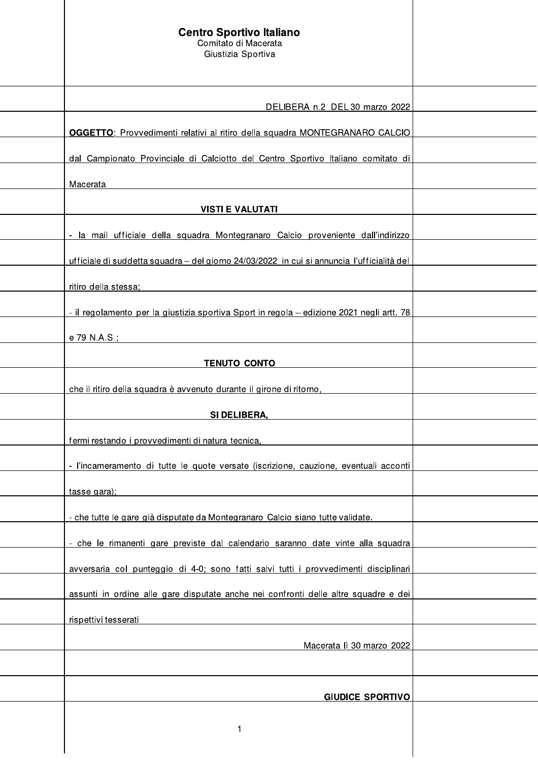**Centro Sportivo Italiano**
Comitato di Macerata
Giustizia Sportiva

DELIBERA n.2 DEL 30 marzo 2022

**OGGETTO**: Provvedimenti relativi al ritiro della squadra MONTEGRANARO CALCIO dal Campionato Provinciale di Calciotto del Centro Sportivo Italiano comitato di Macerata

**VISTI E VALUTATI**

- la mail ufficiale della squadra Montegranaro Calcio proveniente dall'indirizzo ufficiale di suddetta squadra – del giorno 24/03/2022 in cui si annuncia l'ufficialità del ritiro della stessa;
- il regolamento per la giustizia sportiva Sport in regola – edizione 2021 negli artt. 78 e 79 N.A.S.;

**TENUTO CONTO**

che il ritiro della squadra è avvenuto durante il girone di ritorno,

**SI DELIBERA,**

fermi restando i provvedimenti di natura tecnica,

- l'incameramento di tutte le quote versate (iscrizione, cauzione, eventuali acconti tasse gara);
- che tutte le gare già disputate da Montegranaro Calcio siano tutte validate.
- che le rimanenti gare previste dal calendario saranno date vinte alla squadra avversaria col punteggio di 4-0; sono fatti salvi tutti i provvedimenti disciplinari assunti in ordine alle gare disputate anche nei confronti delle altre squadre e dei rispettivi tesserati

Macerata lì 30 marzo 2022

**GIUDICE SPORTIVO**